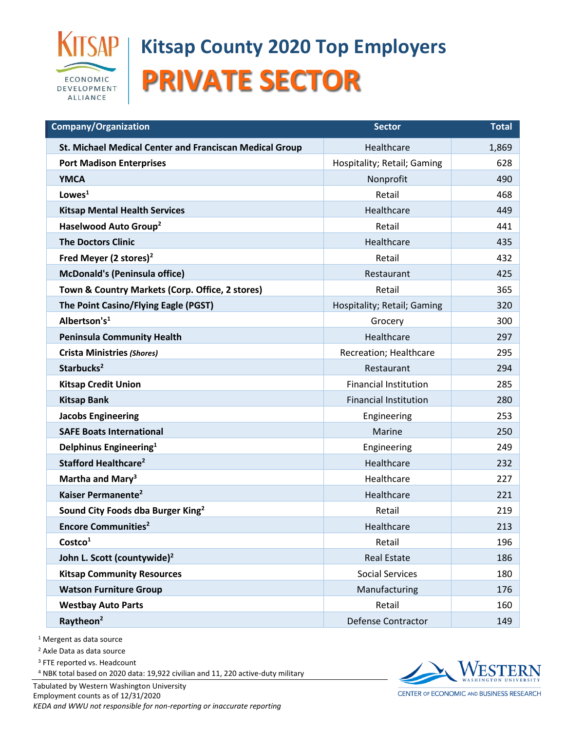# Kitsap County 2020 Top Employers

## PRIVATE SECTOR

| Company/Organization | Sector | Total |
|---|---|---|
| **St. Michael Medical Center and Franciscan Medical Group** | Healthcare | 1,869 |
| **Port Madison Enterprises** | Hospitality; Retail; Gaming | 628 |
| **YMCA** | Nonprofit | 490 |
| **Lowes**[1] | Retail | 468 |
| **Kitsap Mental Health Services** | Healthcare | 449 |
| **Haselwood Auto Group**[2] | Retail | 441 |
| **The Doctors Clinic** | Healthcare | 435 |
| **Fred Meyer (2 stores)**[2] | Retail | 432 |
| **McDonald's (Peninsula office)** | Restaurant | 425 |
| **Town & Country Markets (Corp. Office, 2 stores)** | Retail | 365 |
| **The Point Casino/Flying Eagle (PGST)** | Hospitality; Retail; Gaming | 320 |
| **Albertson's**[1] | Grocery | 300 |
| **Peninsula Community Health** | Healthcare | 297 |
| **Crista Ministries** ***(Shores)*** | Recreation; Healthcare | 295 |
| **Starbucks**[2] | Restaurant | 294 |
| **Kitsap Credit Union** | Financial Institution | 285 |
| **Kitsap Bank** | Financial Institution | 280 |
| **Jacobs Engineering** | Engineering | 253 |
| **SAFE Boats International** | Marine | 250 |
| **Delphinus Engineering**[1] | Engineering | 249 |
| **Stafford Healthcare**[2] | Healthcare | 232 |
| **Martha and Mary**[3] | Healthcare | 227 |
| **Kaiser Permanente**[2] | Healthcare | 221 |
| **Sound City Foods dba Burger King**[2] | Retail | 219 |
| **Encore Communities**[2] | Healthcare | 213 |
| **Costco**[1] | Retail | 196 |
| **John L. Scott (countywide)**[2] | Real Estate | 186 |
| **Kitsap Community Resources** | Social Services | 180 |
| **Watson Furniture Group** | Manufacturing | 176 |
| **Westbay Auto Parts** | Retail | 160 |
| **Raytheon**[2] | Defense Contractor | 149 |

[1] Mergent as data source
[2] Axle Data as data source
[3] FTE reported vs. Headcount
[4] NBK total based on 2020 data: 19,922 civilian and 11, 220 active-duty military

Tabulated by Western Washington University
Employment counts as of 12/31/2020
*KEDA and WWU not responsible for non-reporting or inaccurate reporting*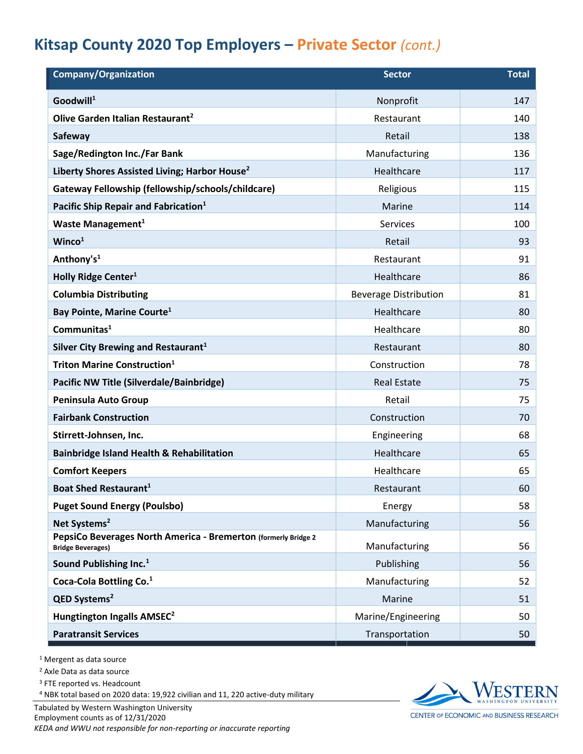# Kitsap County 2020 Top Employers – Private Sector *(cont.)*

| Company/Organization | Sector | Total |
|---|---|---|
| **Goodwill**[1] | Nonprofit | 147 |
| **Olive Garden Italian Restaurant**[2] | Restaurant | 140 |
| **Safeway** | Retail | 138 |
| **Sage/Redington Inc./Far Bank** | Manufacturing | 136 |
| **Liberty Shores Assisted Living; Harbor House**[2] | Healthcare | 117 |
| **Gateway Fellowship (fellowship/schools/childcare)** | Religious | 115 |
| **Pacific Ship Repair and Fabrication**[1] | Marine | 114 |
| **Waste Management**[1] | Services | 100 |
| **Winco**[1] | Retail | 93 |
| **Anthony's**[1] | Restaurant | 91 |
| **Holly Ridge Center**[1] | Healthcare | 86 |
| **Columbia Distributing** | Beverage Distribution | 81 |
| **Bay Pointe, Marine Courte**[1] | Healthcare | 80 |
| **Communitas**[1] | Healthcare | 80 |
| **Silver City Brewing and Restaurant**[1] | Restaurant | 80 |
| **Triton Marine Construction**[1] | Construction | 78 |
| **Pacific NW Title (Silverdale/Bainbridge)** | Real Estate | 75 |
| **Peninsula Auto Group** | Retail | 75 |
| **Fairbank Construction** | Construction | 70 |
| **Stirrett-Johnsen, Inc.** | Engineering | 68 |
| **Bainbridge Island Health & Rehabilitation** | Healthcare | 65 |
| **Comfort Keepers** | Healthcare | 65 |
| **Boat Shed Restaurant**[1] | Restaurant | 60 |
| **Puget Sound Energy (Poulsbo)** | Energy | 58 |
| **Net Systems**[2] | Manufacturing | 56 |
| **PepsiCo Beverages North America - Bremerton** (formerly Bridge 2 Bridge Beverages) | Manufacturing | 56 |
| **Sound Publishing Inc.**[1] | Publishing | 56 |
| **Coca-Cola Bottling Co.**[1] | Manufacturing | 52 |
| **QED Systems**[2] | Marine | 51 |
| **Hungtington Ingalls AMSEC**[2] | Marine/Engineering | 50 |
| **Paratransit Services** | Transportation | 50 |

[1] Mergent as data source

[2] Axle Data as data source

[3] FTE reported vs. Headcount

[4] NBK total based on 2020 data: 19,922 civilian and 11, 220 active-duty military

Tabulated by Western Washington University
Employment counts as of 12/31/2020
*KEDA and WWU not responsible for non-reporting or inaccurate reporting*

WESTERN WASHINGTON UNIVERSITY
CENTER OF ECONOMIC AND BUSINESS RESEARCH